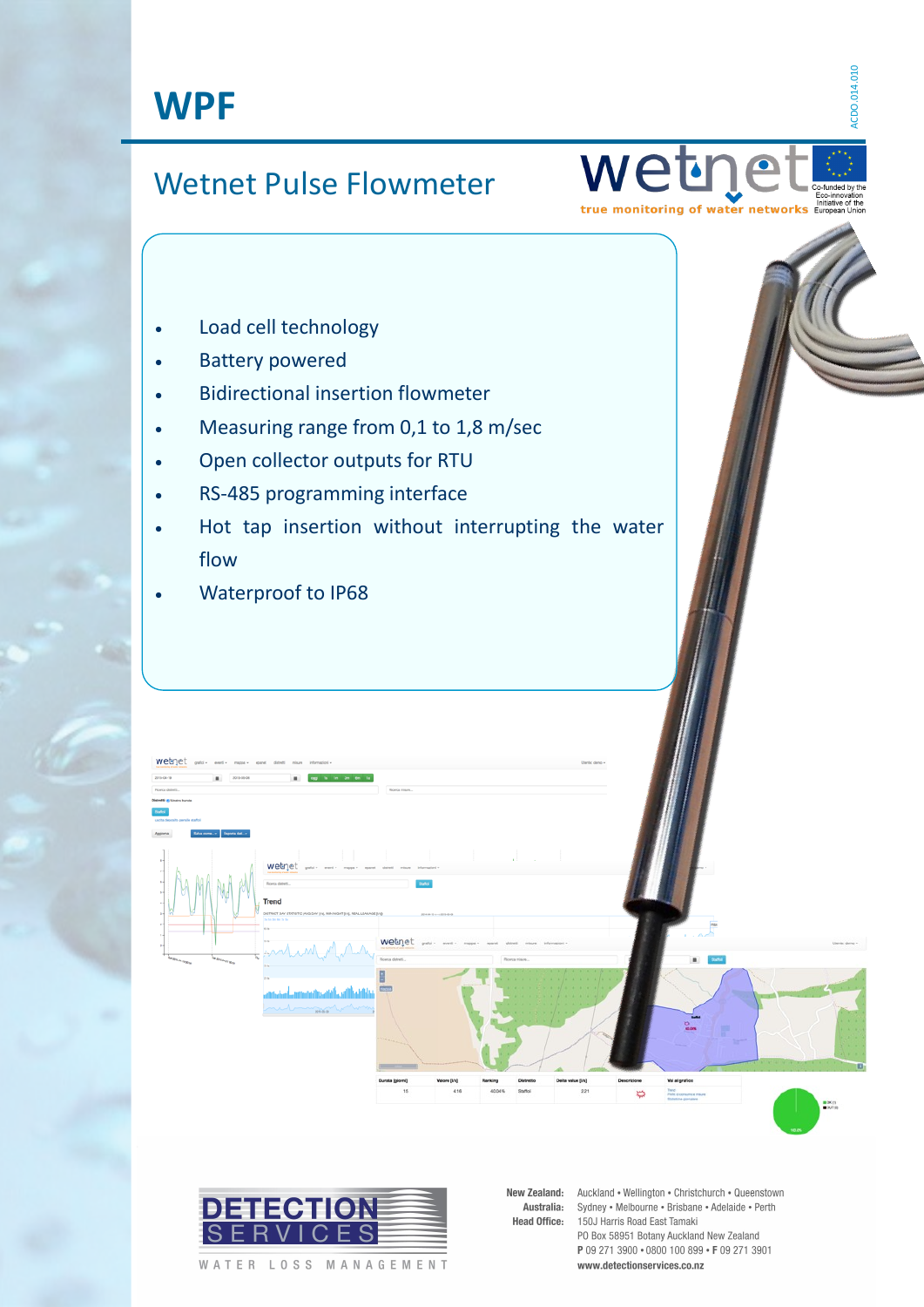# WPF

## Wetnet Pulse Flowmeter

wetnet
true monitoring of water networks

Co-funded by the Eco-innovation Initiative of the European Union

ACDO.014.010

- Load cell technology
- Battery powered
- Bidirectional insertion flowmeter
- Measuring range from 0,1 to 1,8 m/sec
- Open collector outputs for RTU
- RS-485 programming interface
- Hot tap insertion without interrupting the water flow
- Waterproof to IP68

DETECTION SERVICES
WATER LOSS MANAGEMENT

**New Zealand:** Auckland • Wellington • Christchurch • Queenstown
**Australia:** Sydney • Melbourne • Brisbane • Adelaide • Perth
**Head Office:** 150J Harris Road East Tamaki
PO Box 58951 Botany Auckland New Zealand
**P** 09 271 3900 • 0800 100 899 • **F** 09 271 3901
**www.detectionservices.co.nz**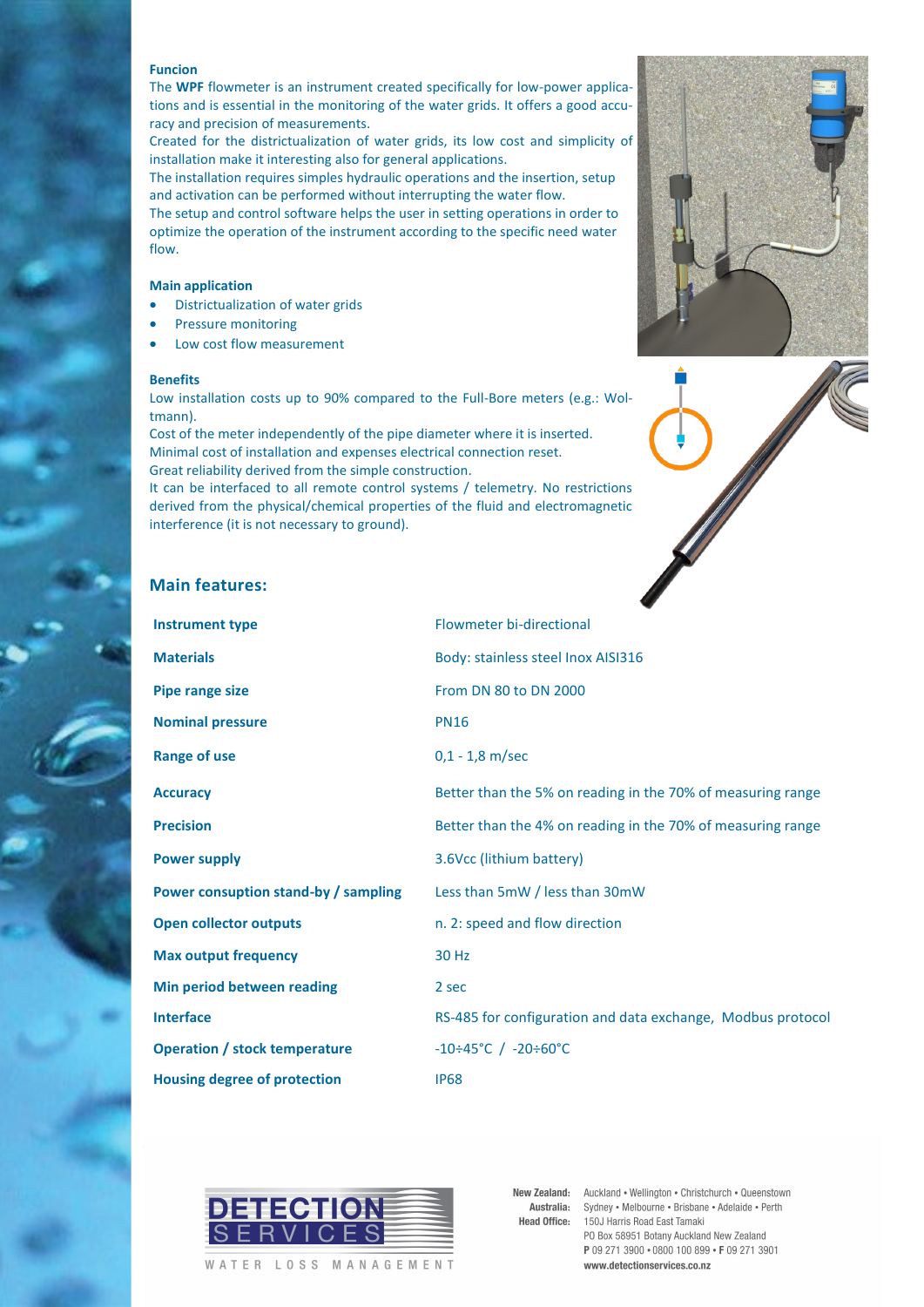**Funcion**

The **WPF** flowmeter is an instrument created specifically for low-power applications and is essential in the monitoring of the water grids. It offers a good accuracy and precision of measurements.
Created for the districtualization of water grids, its low cost and simplicity of installation make it interesting also for general applications.
The installation requires simples hydraulic operations and the insertion, setup and activation can be performed without interrupting the water flow.
The setup and control software helps the user in setting operations in order to optimize the operation of the instrument according to the specific need water flow.

**Main application**

- Districtualization of water grids
- Pressure monitoring
- Low cost flow measurement

**Benefits**

Low installation costs up to 90% compared to the Full-Bore meters (e.g.: Woltmann).
Cost of the meter independently of the pipe diameter where it is inserted.
Minimal cost of installation and expenses electrical connection reset.
Great reliability derived from the simple construction.
It can be interfaced to all remote control systems / telemetry. No restrictions derived from the physical/chemical properties of the fluid and electromagnetic interference (it is not necessary to ground).

## Main features:

| | |
|---|---|
| **Instrument type** | Flowmeter bi-directional |
| **Materials** | Body: stainless steel Inox AISI316 |
| **Pipe range size** | From DN 80 to DN 2000 |
| **Nominal pressure** | PN16 |
| **Range of use** | 0,1 - 1,8 m/sec |
| **Accuracy** | Better than the 5% on reading in the 70% of measuring range |
| **Precision** | Better than the 4% on reading in the 70% of measuring range |
| **Power supply** | 3.6Vcc (lithium battery) |
| **Power consuption stand-by / sampling** | Less than 5mW / less than 30mW |
| **Open collector outputs** | n. 2: speed and flow direction |
| **Max output frequency** | 30 Hz |
| **Min period between reading** | 2 sec |
| **Interface** | RS-485 for configuration and data exchange, Modbus protocol |
| **Operation / stock temperature** | -10÷45°C / -20÷60°C |
| **Housing degree of protection** | IP68 |

DETECTION SERVICES
WATER LOSS MANAGEMENT

**New Zealand:** Auckland • Wellington • Christchurch • Queenstown
**Australia:** Sydney • Melbourne • Brisbane • Adelaide • Perth
**Head Office:** 150J Harris Road East Tamaki
PO Box 58951 Botany Auckland New Zealand
**P** 09 271 3900 • 0800 100 899 • **F** 09 271 3901
**www.detectionservices.co.nz**